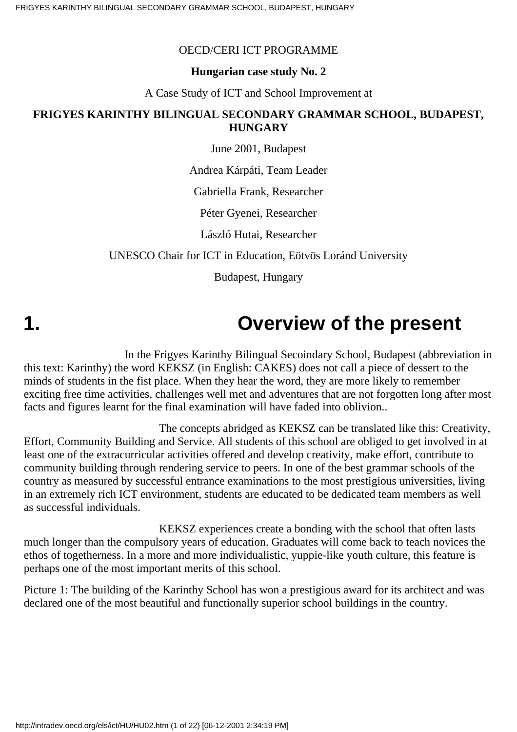OECD/CERI ICT PROGRAMME

**Hungarian case study No. 2**

A Case Study of ICT and School Improvement at

**FRIGYES KARINTHY BILINGUAL SECONDARY GRAMMAR SCHOOL, BUDAPEST, HUNGARY**

June 2001, Budapest

Andrea Kárpáti, Team Leader

Gabriella Frank, Researcher

Péter Gyenei, Researcher

László Hutai, Researcher

UNESCO Chair for ICT in Education, Eötvös Loránd University

Budapest, Hungary

# 1. Overview of the present

In the Frigyes Karinthy Bilingual Secoindary School, Budapest (abbreviation in this text: Karinthy) the word KEKSZ (in English: CAKES) does not call a piece of dessert to the minds of students in the fist place. When they hear the word, they are more likely to remember exciting free time activities, challenges well met and adventures that are not forgotten long after most facts and figures learnt for the final examination will have faded into oblivion..

The concepts abridged as KEKSZ can be translated like this: Creativity, Effort, Community Building and Service. All students of this school are obliged to get involved in at least one of the extracurricular activities offered and develop creativity, make effort, contribute to community building through rendering service to peers. In one of the best grammar schools of the country as measured by successful entrance examinations to the most prestigious universities, living in an extremely rich ICT environment, students are educated to be dedicated team members as well as successful individuals.

KEKSZ experiences create a bonding with the school that often lasts much longer than the compulsory years of education. Graduates will come back to teach novices the ethos of togetherness. In a more and more individualistic, yuppie-like youth culture, this feature is perhaps one of the most important merits of this school.

Picture 1: The building of the Karinthy School has won a prestigious award for its architect and was declared one of the most beautiful and functionally superior school buildings in the country.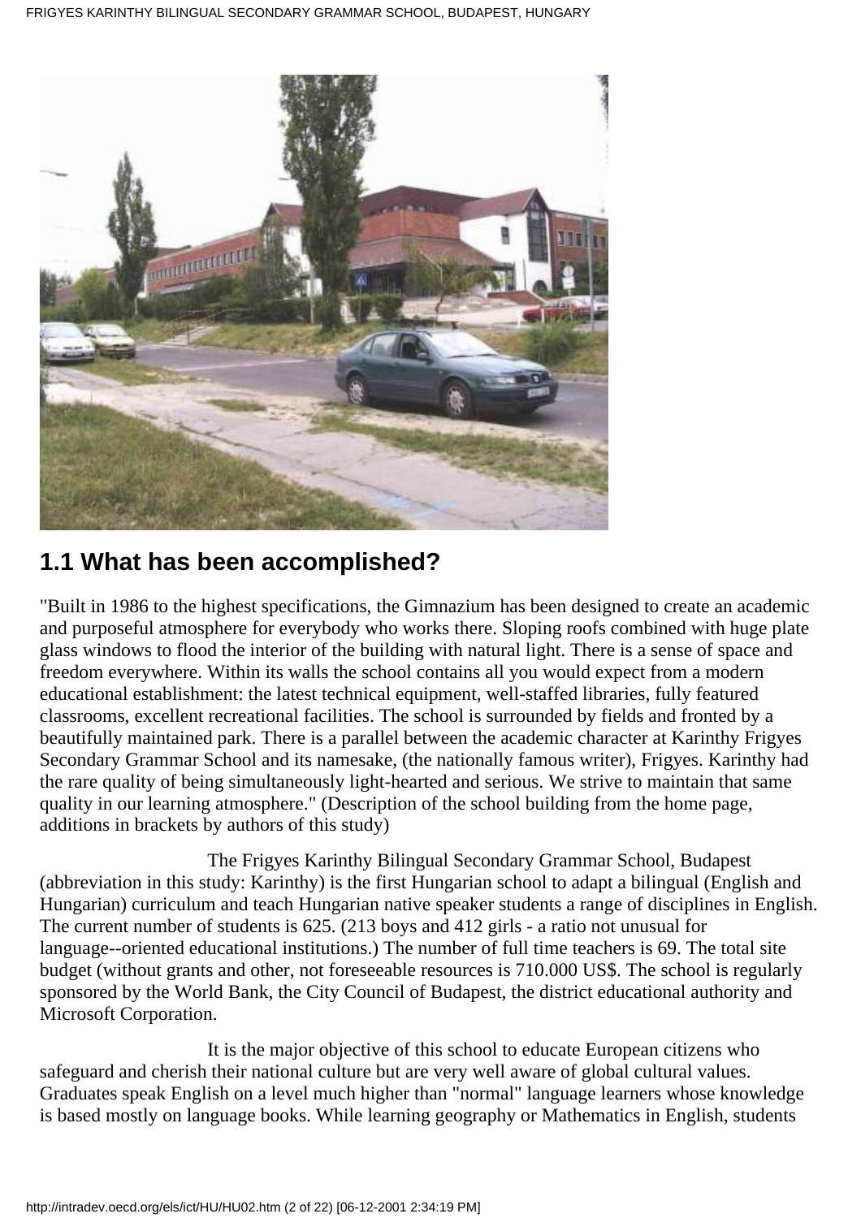## 1.1 What has been accomplished?

"Built in 1986 to the highest specifications, the Gimnazium has been designed to create an academic and purposeful atmosphere for everybody who works there. Sloping roofs combined with huge plate glass windows to flood the interior of the building with natural light. There is a sense of space and freedom everywhere. Within its walls the school contains all you would expect from a modern educational establishment: the latest technical equipment, well-staffed libraries, fully featured classrooms, excellent recreational facilities. The school is surrounded by fields and fronted by a beautifully maintained park. There is a parallel between the academic character at Karinthy Frigyes Secondary Grammar School and its namesake, (the nationally famous writer), Frigyes. Karinthy had the rare quality of being simultaneously light-hearted and serious. We strive to maintain that same quality in our learning atmosphere." (Description of the school building from the home page, additions in brackets by authors of this study)

The Frigyes Karinthy Bilingual Secondary Grammar School, Budapest (abbreviation in this study: Karinthy) is the first Hungarian school to adapt a bilingual (English and Hungarian) curriculum and teach Hungarian native speaker students a range of disciplines in English. The current number of students is 625. (213 boys and 412 girls - a ratio not unusual for language--oriented educational institutions.) The number of full time teachers is 69. The total site budget (without grants and other, not foreseeable resources is 710.000 US$. The school is regularly sponsored by the World Bank, the City Council of Budapest, the district educational authority and Microsoft Corporation.

It is the major objective of this school to educate European citizens who safeguard and cherish their national culture but are very well aware of global cultural values. Graduates speak English on a level much higher than "normal" language learners whose knowledge is based mostly on language books. While learning geography or Mathematics in English, students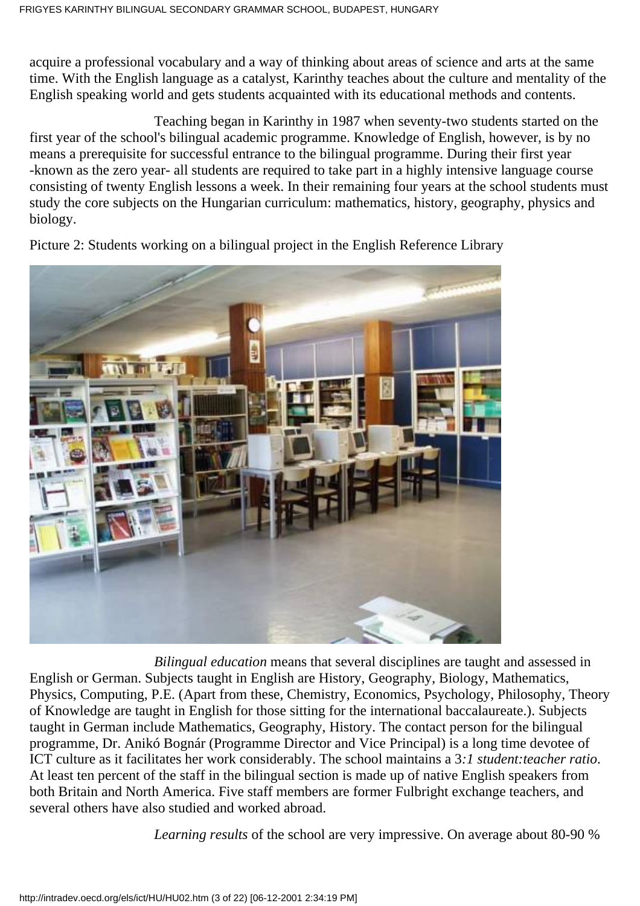acquire a professional vocabulary and a way of thinking about areas of science and arts at the same time. With the English language as a catalyst, Karinthy teaches about the culture and mentality of the English speaking world and gets students acquainted with its educational methods and contents.

Teaching began in Karinthy in 1987 when seventy-two students started on the first year of the school's bilingual academic programme. Knowledge of English, however, is by no means a prerequisite for successful entrance to the bilingual programme. During their first year -known as the zero year- all students are required to take part in a highly intensive language course consisting of twenty English lessons a week. In their remaining four years at the school students must study the core subjects on the Hungarian curriculum: mathematics, history, geography, physics and biology.

Picture 2: Students working on a bilingual project in the English Reference Library

*Bilingual education* means that several disciplines are taught and assessed in English or German. Subjects taught in English are History, Geography, Biology, Mathematics, Physics, Computing, P.E. (Apart from these, Chemistry, Economics, Psychology, Philosophy, Theory of Knowledge are taught in English for those sitting for the international baccalaureate.). Subjects taught in German include Mathematics, Geography, History. The contact person for the bilingual programme, Dr. Anikó Bognár (Programme Director and Vice Principal) is a long time devotee of ICT culture as it facilitates her work considerably. The school maintains a 3*:1 student:teacher ratio*. At least ten percent of the staff in the bilingual section is made up of native English speakers from both Britain and North America. Five staff members are former Fulbright exchange teachers, and several others have also studied and worked abroad.

*Learning results* of the school are very impressive. On average about 80-90 %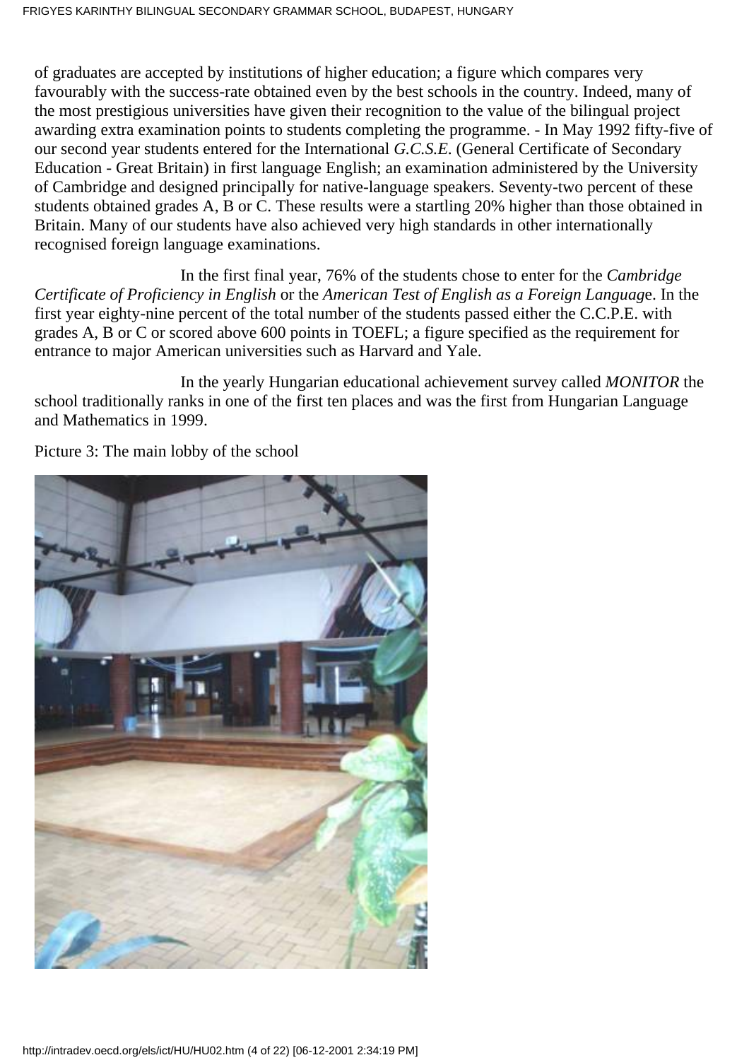of graduates are accepted by institutions of higher education; a figure which compares very favourably with the success-rate obtained even by the best schools in the country. Indeed, many of the most prestigious universities have given their recognition to the value of the bilingual project awarding extra examination points to students completing the programme. - In May 1992 fifty-five of our second year students entered for the International *G.C.S.E.* (General Certificate of Secondary Education - Great Britain) in first language English; an examination administered by the University of Cambridge and designed principally for native-language speakers. Seventy-two percent of these students obtained grades A, B or C. These results were a startling 20% higher than those obtained in Britain. Many of our students have also achieved very high standards in other internationally recognised foreign language examinations.

In the first final year, 76% of the students chose to enter for the *Cambridge Certificate of Proficiency in English* or the *American Test of English as a Foreign Languag*e. In the first year eighty-nine percent of the total number of the students passed either the C.C.P.E. with grades A, B or C or scored above 600 points in TOEFL; a figure specified as the requirement for entrance to major American universities such as Harvard and Yale.

In the yearly Hungarian educational achievement survey called *MONITOR* the school traditionally ranks in one of the first ten places and was the first from Hungarian Language and Mathematics in 1999.

Picture 3: The main lobby of the school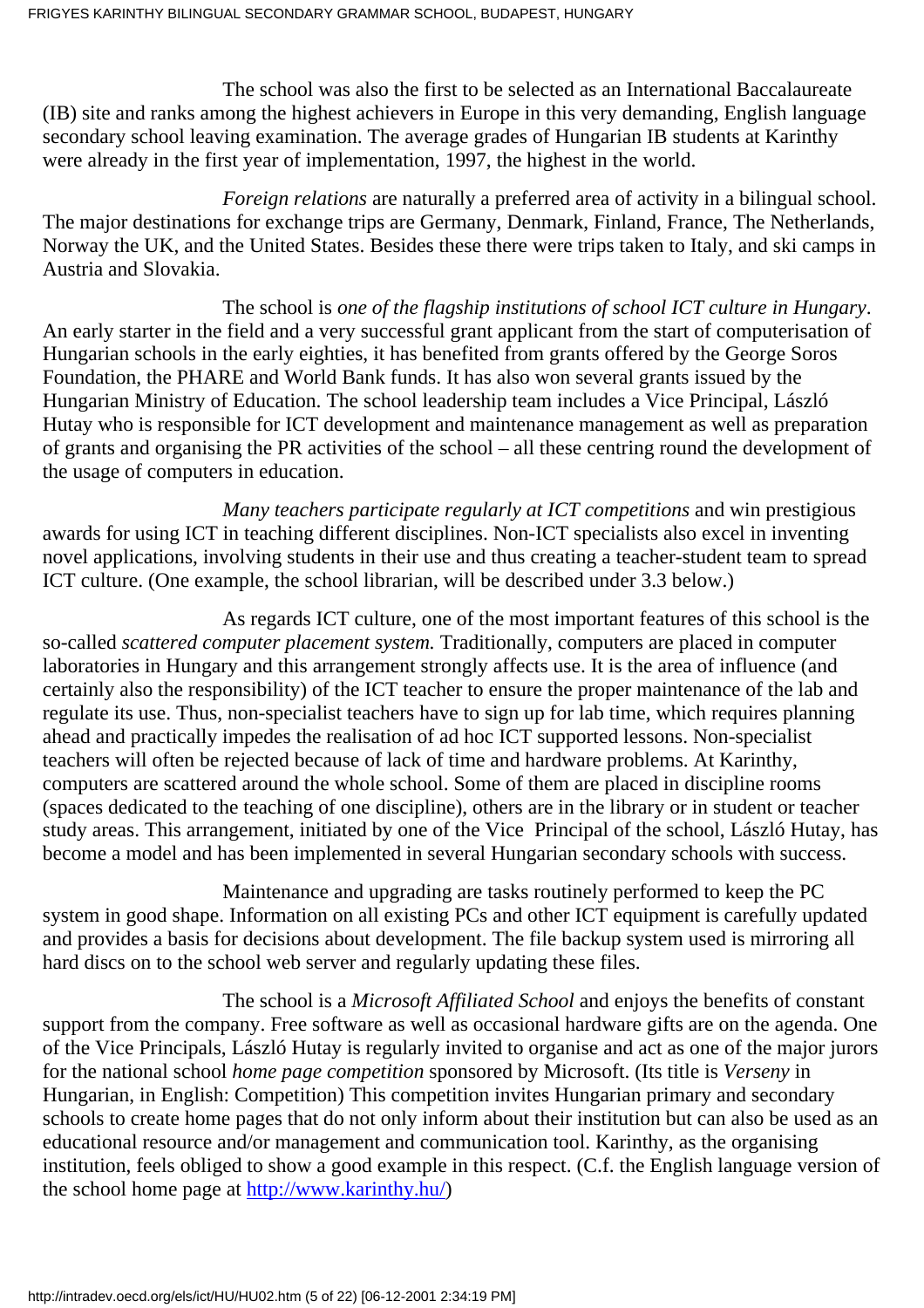The school was also the first to be selected as an International Baccalaureate (IB) site and ranks among the highest achievers in Europe in this very demanding, English language secondary school leaving examination. The average grades of Hungarian IB students at Karinthy were already in the first year of implementation, 1997, the highest in the world.

*Foreign relations* are naturally a preferred area of activity in a bilingual school. The major destinations for exchange trips are Germany, Denmark, Finland, France, The Netherlands, Norway the UK, and the United States. Besides these there were trips taken to Italy, and ski camps in Austria and Slovakia.

The school is *one of the flagship institutions of school ICT culture in Hungary*. An early starter in the field and a very successful grant applicant from the start of computerisation of Hungarian schools in the early eighties, it has benefited from grants offered by the George Soros Foundation, the PHARE and World Bank funds. It has also won several grants issued by the Hungarian Ministry of Education. The school leadership team includes a Vice Principal, László Hutay who is responsible for ICT development and maintenance management as well as preparation of grants and organising the PR activities of the school – all these centring round the development of the usage of computers in education.

*Many teachers participate regularly at ICT competitions* and win prestigious awards for using ICT in teaching different disciplines. Non-ICT specialists also excel in inventing novel applications, involving students in their use and thus creating a teacher-student team to spread ICT culture. (One example, the school librarian, will be described under 3.3 below.)

As regards ICT culture, one of the most important features of this school is the so-called *scattered computer placement system.* Traditionally, computers are placed in computer laboratories in Hungary and this arrangement strongly affects use. It is the area of influence (and certainly also the responsibility) of the ICT teacher to ensure the proper maintenance of the lab and regulate its use. Thus, non-specialist teachers have to sign up for lab time, which requires planning ahead and practically impedes the realisation of ad hoc ICT supported lessons. Non-specialist teachers will often be rejected because of lack of time and hardware problems. At Karinthy, computers are scattered around the whole school. Some of them are placed in discipline rooms (spaces dedicated to the teaching of one discipline), others are in the library or in student or teacher study areas. This arrangement, initiated by one of the Vice Principal of the school, László Hutay, has become a model and has been implemented in several Hungarian secondary schools with success.

Maintenance and upgrading are tasks routinely performed to keep the PC system in good shape. Information on all existing PCs and other ICT equipment is carefully updated and provides a basis for decisions about development. The file backup system used is mirroring all hard discs on to the school web server and regularly updating these files.

The school is a *Microsoft Affiliated School* and enjoys the benefits of constant support from the company. Free software as well as occasional hardware gifts are on the agenda. One of the Vice Principals, László Hutay is regularly invited to organise and act as one of the major jurors for the national school *home page competition* sponsored by Microsoft. (Its title is *Verseny* in Hungarian, in English: Competition) This competition invites Hungarian primary and secondary schools to create home pages that do not only inform about their institution but can also be used as an educational resource and/or management and communication tool. Karinthy, as the organising institution, feels obliged to show a good example in this respect. (C.f. the English language version of the school home page at [http://www.karinthy.hu/](http://www.karinthy.hu/))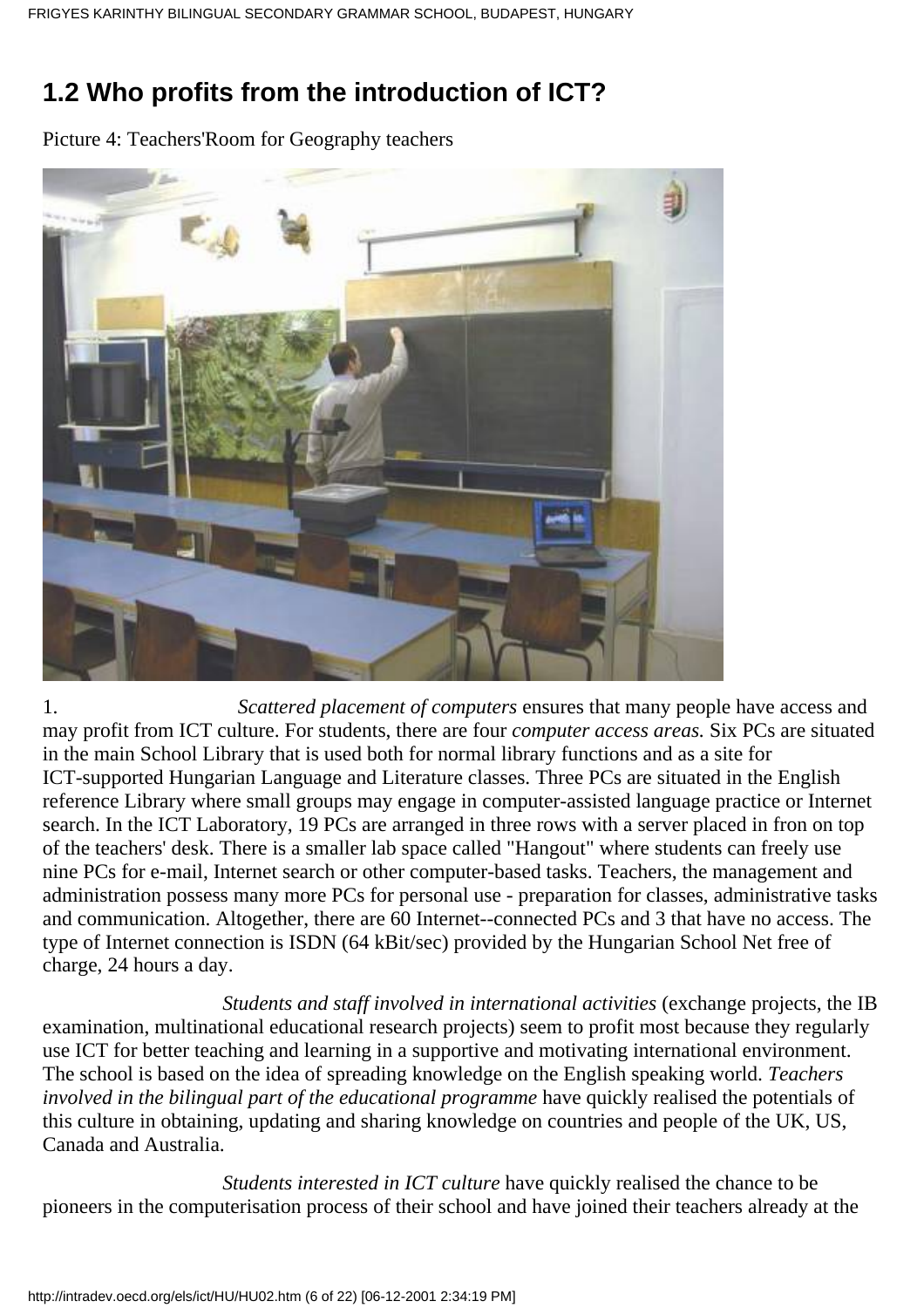## 1.2 Who profits from the introduction of ICT?

Picture 4: Teachers'Room for Geography teachers

1. *Scattered placement of computers* ensures that many people have access and may profit from ICT culture. For students, there are four *computer access areas.* Six PCs are situated in the main School Library that is used both for normal library functions and as a site for ICT-supported Hungarian Language and Literature classes. Three PCs are situated in the English reference Library where small groups may engage in computer-assisted language practice or Internet search. In the ICT Laboratory, 19 PCs are arranged in three rows with a server placed in fron on top of the teachers' desk. There is a smaller lab space called "Hangout" where students can freely use nine PCs for e-mail, Internet search or other computer-based tasks. Teachers, the management and administration possess many more PCs for personal use - preparation for classes, administrative tasks and communication. Altogether, there are 60 Internet--connected PCs and 3 that have no access. The type of Internet connection is ISDN (64 kBit/sec) provided by the Hungarian School Net free of charge, 24 hours a day.

*Students and staff involved in international activities* (exchange projects, the IB examination, multinational educational research projects) seem to profit most because they regularly use ICT for better teaching and learning in a supportive and motivating international environment. The school is based on the idea of spreading knowledge on the English speaking world. *Teachers involved in the bilingual part of the educational programme* have quickly realised the potentials of this culture in obtaining, updating and sharing knowledge on countries and people of the UK, US, Canada and Australia.

*Students interested in ICT culture* have quickly realised the chance to be pioneers in the computerisation process of their school and have joined their teachers already at the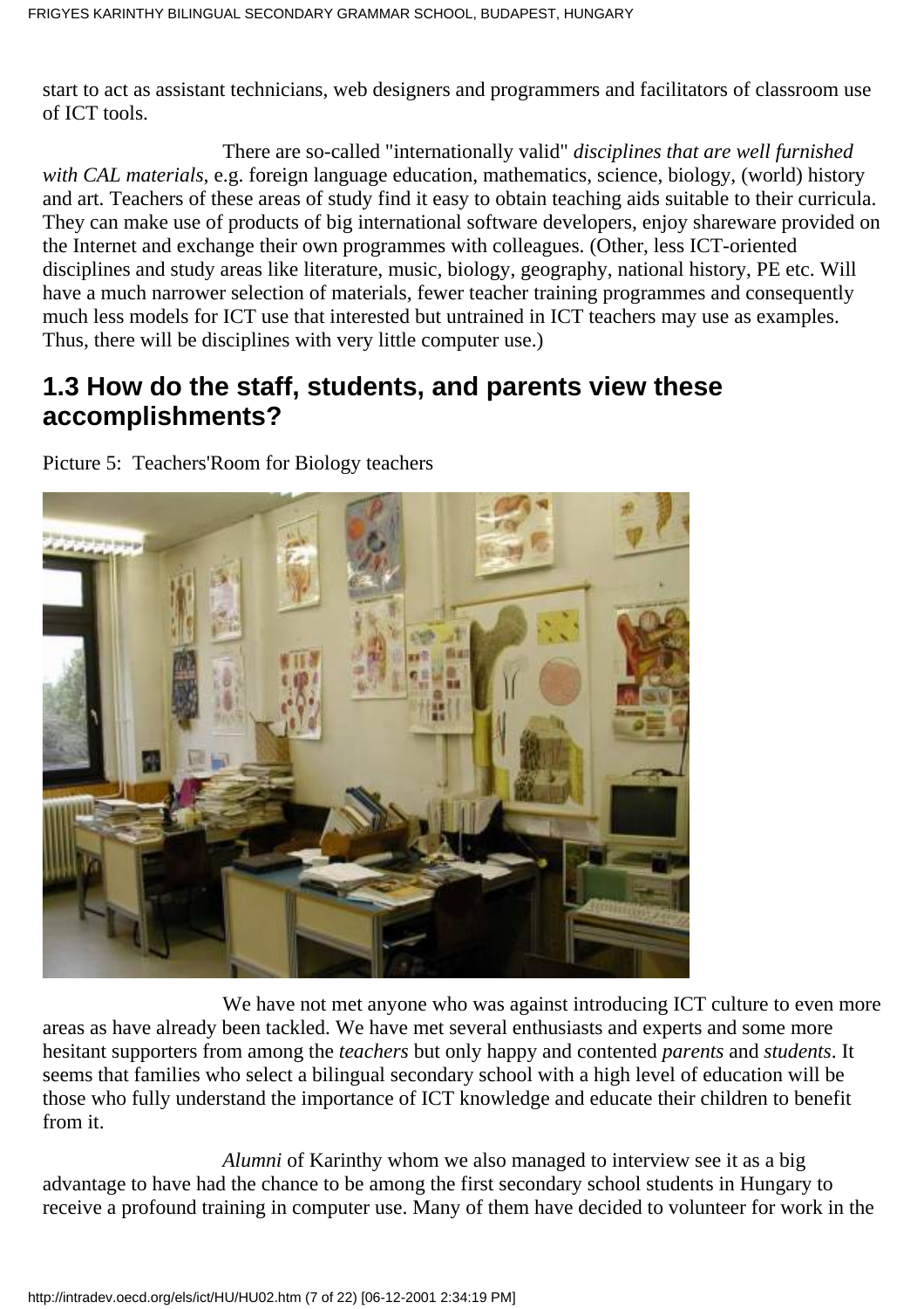start to act as assistant technicians, web designers and programmers and facilitators of classroom use of ICT tools.

There are so-called "internationally valid" *disciplines that are well furnished with CAL materials*, e.g. foreign language education, mathematics, science, biology, (world) history and art. Teachers of these areas of study find it easy to obtain teaching aids suitable to their curricula. They can make use of products of big international software developers, enjoy shareware provided on the Internet and exchange their own programmes with colleagues. (Other, less ICT-oriented disciplines and study areas like literature, music, biology, geography, national history, PE etc. Will have a much narrower selection of materials, fewer teacher training programmes and consequently much less models for ICT use that interested but untrained in ICT teachers may use as examples. Thus, there will be disciplines with very little computer use.)

## 1.3 How do the staff, students, and parents view these accomplishments?

Picture 5: Teachers'Room for Biology teachers

We have not met anyone who was against introducing ICT culture to even more areas as have already been tackled. We have met several enthusiasts and experts and some more hesitant supporters from among the *teachers* but only happy and contented *parents* and *students*. It seems that families who select a bilingual secondary school with a high level of education will be those who fully understand the importance of ICT knowledge and educate their children to benefit from it.

*Alumni* of Karinthy whom we also managed to interview see it as a big advantage to have had the chance to be among the first secondary school students in Hungary to receive a profound training in computer use. Many of them have decided to volunteer for work in the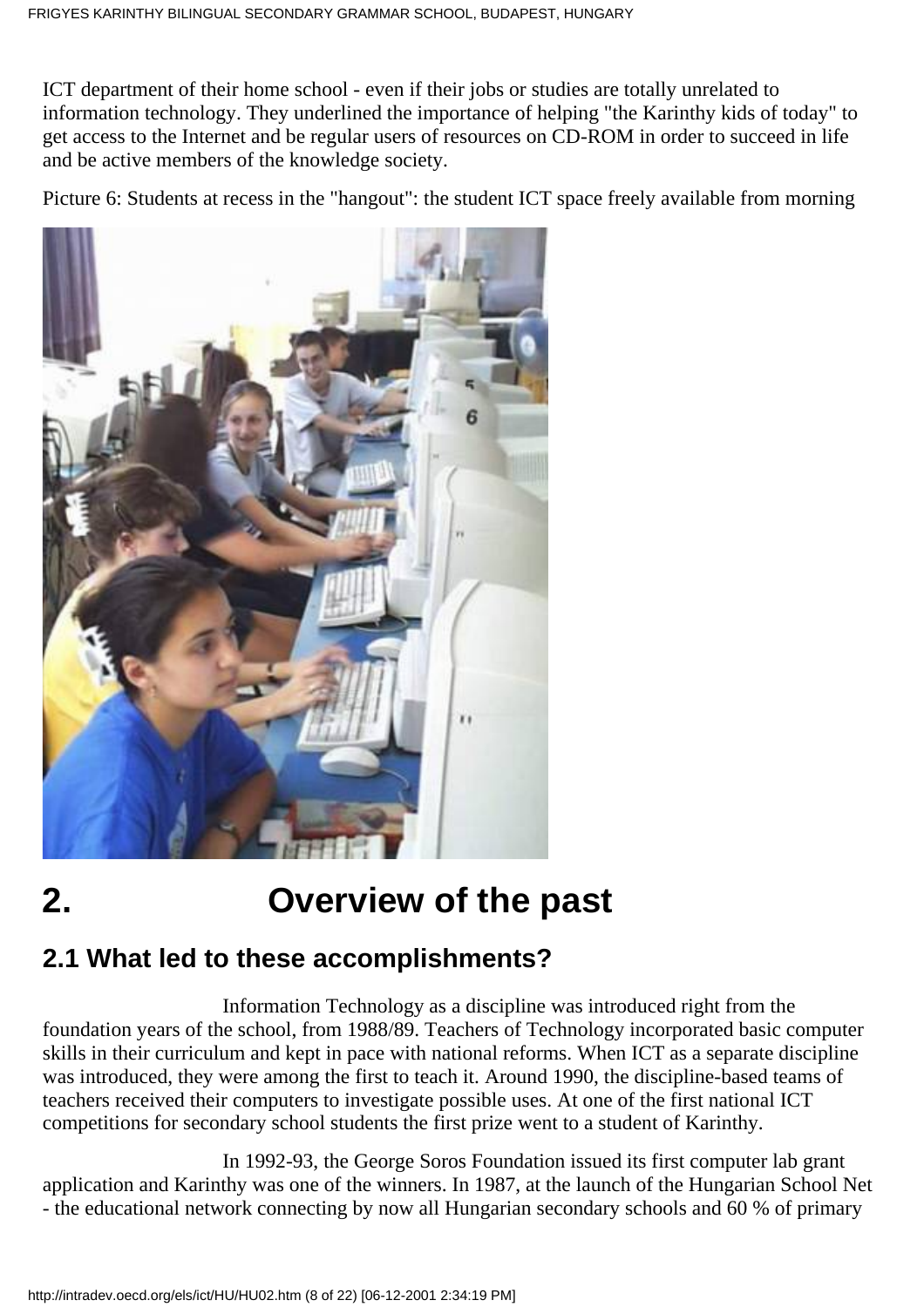ICT department of their home school - even if their jobs or studies are totally unrelated to information technology. They underlined the importance of helping "the Karinthy kids of today" to get access to the Internet and be regular users of resources on CD-ROM in order to succeed in life and be active members of the knowledge society.

Picture 6: Students at recess in the "hangout": the student ICT space freely available from morning

# 2. Overview of the past

## 2.1 What led to these accomplishments?

Information Technology as a discipline was introduced right from the foundation years of the school, from 1988/89. Teachers of Technology incorporated basic computer skills in their curriculum and kept in pace with national reforms. When ICT as a separate discipline was introduced, they were among the first to teach it. Around 1990, the discipline-based teams of teachers received their computers to investigate possible uses. At one of the first national ICT competitions for secondary school students the first prize went to a student of Karinthy.

In 1992-93, the George Soros Foundation issued its first computer lab grant application and Karinthy was one of the winners. In 1987, at the launch of the Hungarian School Net - the educational network connecting by now all Hungarian secondary schools and 60 % of primary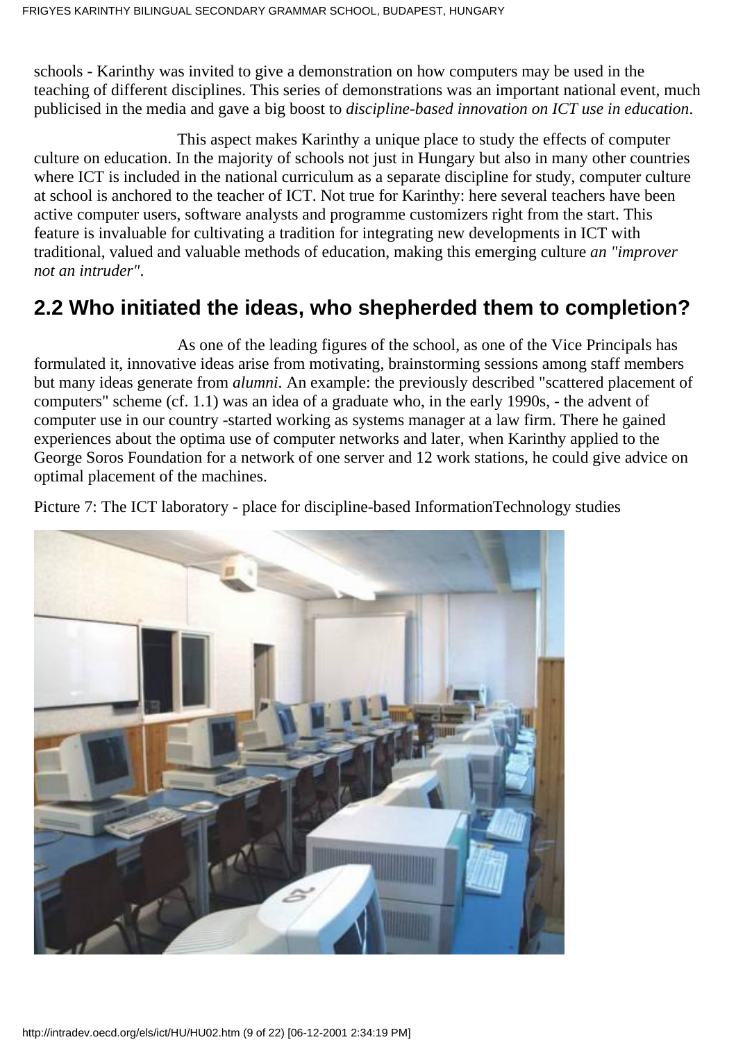schools - Karinthy was invited to give a demonstration on how computers may be used in the teaching of different disciplines. This series of demonstrations was an important national event, much publicised in the media and gave a big boost to *discipline-based innovation on ICT use in education*.

This aspect makes Karinthy a unique place to study the effects of computer culture on education. In the majority of schools not just in Hungary but also in many other countries where ICT is included in the national curriculum as a separate discipline for study, computer culture at school is anchored to the teacher of ICT. Not true for Karinthy: here several teachers have been active computer users, software analysts and programme customizers right from the start. This feature is invaluable for cultivating a tradition for integrating new developments in ICT with traditional, valued and valuable methods of education, making this emerging culture *an "improver not an intruder"*.

## 2.2 Who initiated the ideas, who shepherded them to completion?

As one of the leading figures of the school, as one of the Vice Principals has formulated it, innovative ideas arise from motivating, brainstorming sessions among staff members but many ideas generate from *alumni*. An example: the previously described "scattered placement of computers" scheme (cf. 1.1) was an idea of a graduate who, in the early 1990s, - the advent of computer use in our country -started working as systems manager at a law firm. There he gained experiences about the optima use of computer networks and later, when Karinthy applied to the George Soros Foundation for a network of one server and 12 work stations, he could give advice on optimal placement of the machines.

Picture 7: The ICT laboratory - place for discipline-based InformationTechnology studies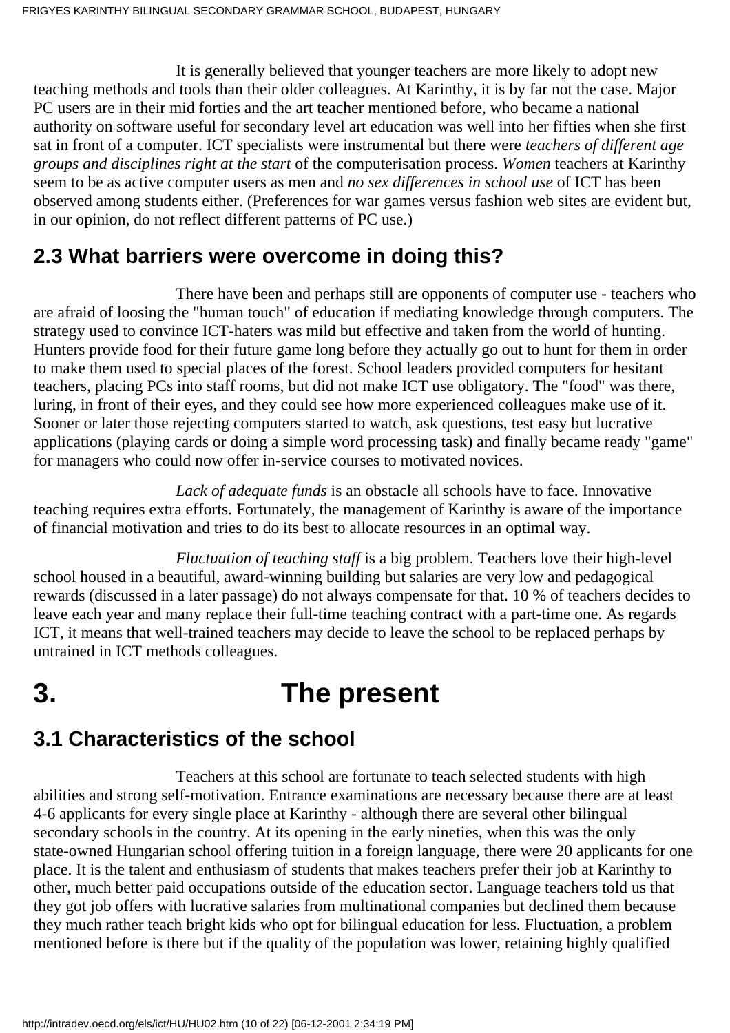It is generally believed that younger teachers are more likely to adopt new teaching methods and tools than their older colleagues. At Karinthy, it is by far not the case. Major PC users are in their mid forties and the art teacher mentioned before, who became a national authority on software useful for secondary level art education was well into her fifties when she first sat in front of a computer. ICT specialists were instrumental but there were *teachers of different age groups and disciplines right at the start* of the computerisation process. *Women* teachers at Karinthy seem to be as active computer users as men and *no sex differences in school use* of ICT has been observed among students either. (Preferences for war games versus fashion web sites are evident but, in our opinion, do not reflect different patterns of PC use.)

## 2.3 What barriers were overcome in doing this?

There have been and perhaps still are opponents of computer use - teachers who are afraid of loosing the "human touch" of education if mediating knowledge through computers. The strategy used to convince ICT-haters was mild but effective and taken from the world of hunting. Hunters provide food for their future game long before they actually go out to hunt for them in order to make them used to special places of the forest. School leaders provided computers for hesitant teachers, placing PCs into staff rooms, but did not make ICT use obligatory. The "food" was there, luring, in front of their eyes, and they could see how more experienced colleagues make use of it. Sooner or later those rejecting computers started to watch, ask questions, test easy but lucrative applications (playing cards or doing a simple word processing task) and finally became ready "game" for managers who could now offer in-service courses to motivated novices.

*Lack of adequate funds* is an obstacle all schools have to face. Innovative teaching requires extra efforts. Fortunately, the management of Karinthy is aware of the importance of financial motivation and tries to do its best to allocate resources in an optimal way.

*Fluctuation of teaching staff* is a big problem. Teachers love their high-level school housed in a beautiful, award-winning building but salaries are very low and pedagogical rewards (discussed in a later passage) do not always compensate for that. 10 % of teachers decides to leave each year and many replace their full-time teaching contract with a part-time one. As regards ICT, it means that well-trained teachers may decide to leave the school to be replaced perhaps by untrained in ICT methods colleagues.

# 3. The present

## 3.1 Characteristics of the school

Teachers at this school are fortunate to teach selected students with high abilities and strong self-motivation. Entrance examinations are necessary because there are at least 4-6 applicants for every single place at Karinthy - although there are several other bilingual secondary schools in the country. At its opening in the early nineties, when this was the only state-owned Hungarian school offering tuition in a foreign language, there were 20 applicants for one place. It is the talent and enthusiasm of students that makes teachers prefer their job at Karinthy to other, much better paid occupations outside of the education sector. Language teachers told us that they got job offers with lucrative salaries from multinational companies but declined them because they much rather teach bright kids who opt for bilingual education for less. Fluctuation, a problem mentioned before is there but if the quality of the population was lower, retaining highly qualified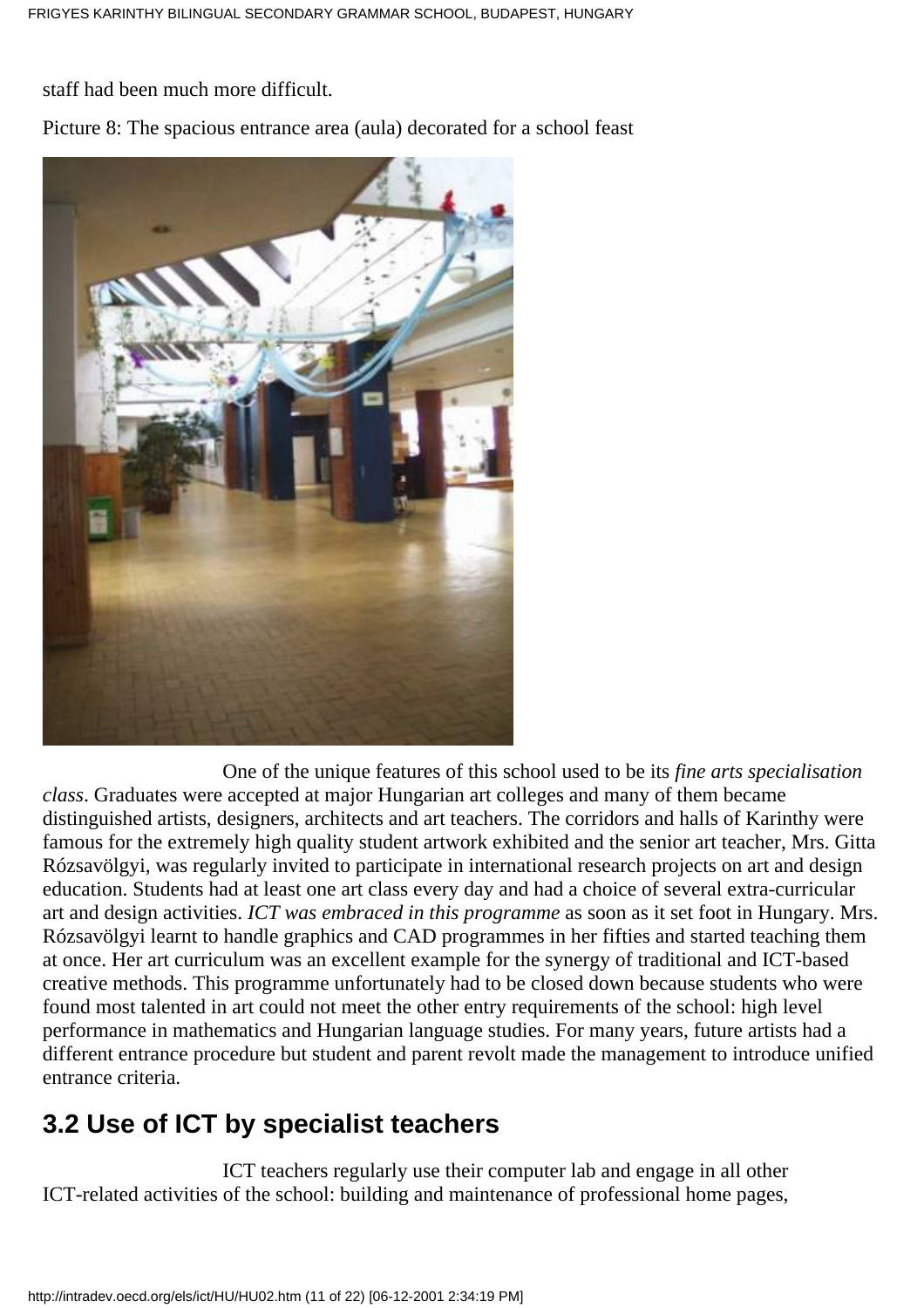staff had been much more difficult.

Picture 8: The spacious entrance area (aula) decorated for a school feast

One of the unique features of this school used to be its *fine arts specialisation class*. Graduates were accepted at major Hungarian art colleges and many of them became distinguished artists, designers, architects and art teachers. The corridors and halls of Karinthy were famous for the extremely high quality student artwork exhibited and the senior art teacher, Mrs. Gitta Rózsavölgyi, was regularly invited to participate in international research projects on art and design education. Students had at least one art class every day and had a choice of several extra-curricular art and design activities. *ICT was embraced in this programme* as soon as it set foot in Hungary. Mrs. Rózsavölgyi learnt to handle graphics and CAD programmes in her fifties and started teaching them at once. Her art curriculum was an excellent example for the synergy of traditional and ICT-based creative methods. This programme unfortunately had to be closed down because students who were found most talented in art could not meet the other entry requirements of the school: high level performance in mathematics and Hungarian language studies. For many years, future artists had a different entrance procedure but student and parent revolt made the management to introduce unified entrance criteria.

## 3.2 Use of ICT by specialist teachers

ICT teachers regularly use their computer lab and engage in all other ICT-related activities of the school: building and maintenance of professional home pages,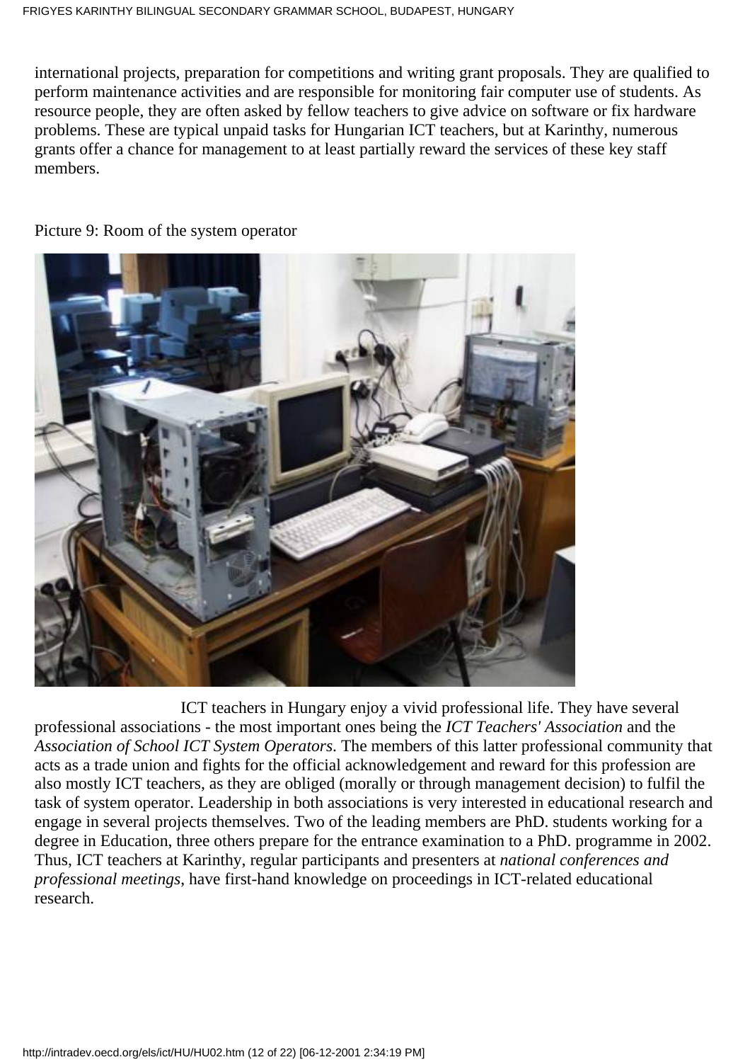international projects, preparation for competitions and writing grant proposals. They are qualified to perform maintenance activities and are responsible for monitoring fair computer use of students. As resource people, they are often asked by fellow teachers to give advice on software or fix hardware problems. These are typical unpaid tasks for Hungarian ICT teachers, but at Karinthy, numerous grants offer a chance for management to at least partially reward the services of these key staff members.

Picture 9: Room of the system operator

ICT teachers in Hungary enjoy a vivid professional life. They have several professional associations - the most important ones being the *ICT Teachers' Association* and the *Association of School ICT System Operators*. The members of this latter professional community that acts as a trade union and fights for the official acknowledgement and reward for this profession are also mostly ICT teachers, as they are obliged (morally or through management decision) to fulfil the task of system operator. Leadership in both associations is very interested in educational research and engage in several projects themselves. Two of the leading members are PhD. students working for a degree in Education, three others prepare for the entrance examination to a PhD. programme in 2002. Thus, ICT teachers at Karinthy, regular participants and presenters at *national conferences and professional meetings*, have first-hand knowledge on proceedings in ICT-related educational research.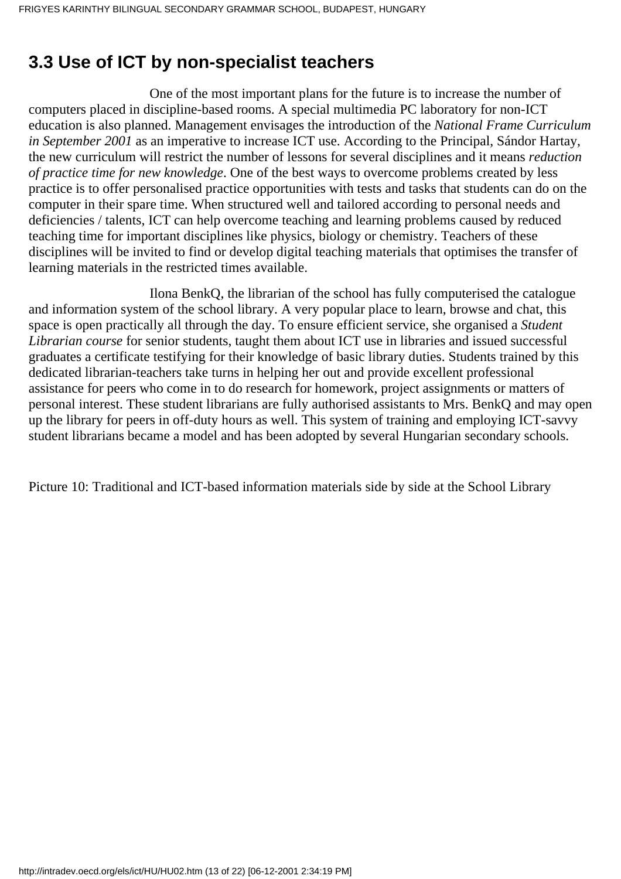## 3.3 Use of ICT by non-specialist teachers

One of the most important plans for the future is to increase the number of computers placed in discipline-based rooms. A special multimedia PC laboratory for non-ICT education is also planned. Management envisages the introduction of the *National Frame Curriculum in September 2001* as an imperative to increase ICT use. According to the Principal, Sándor Hartay, the new curriculum will restrict the number of lessons for several disciplines and it means *reduction of practice time for new knowledge*. One of the best ways to overcome problems created by less practice is to offer personalised practice opportunities with tests and tasks that students can do on the computer in their spare time. When structured well and tailored according to personal needs and deficiencies / talents, ICT can help overcome teaching and learning problems caused by reduced teaching time for important disciplines like physics, biology or chemistry. Teachers of these disciplines will be invited to find or develop digital teaching materials that optimises the transfer of learning materials in the restricted times available.

Ilona BenkQ, the librarian of the school has fully computerised the catalogue and information system of the school library. A very popular place to learn, browse and chat, this space is open practically all through the day. To ensure efficient service, she organised a *Student Librarian course* for senior students, taught them about ICT use in libraries and issued successful graduates a certificate testifying for their knowledge of basic library duties. Students trained by this dedicated librarian-teachers take turns in helping her out and provide excellent professional assistance for peers who come in to do research for homework, project assignments or matters of personal interest. These student librarians are fully authorised assistants to Mrs. BenkQ and may open up the library for peers in off-duty hours as well. This system of training and employing ICT-savvy student librarians became a model and has been adopted by several Hungarian secondary schools.

Picture 10: Traditional and ICT-based information materials side by side at the School Library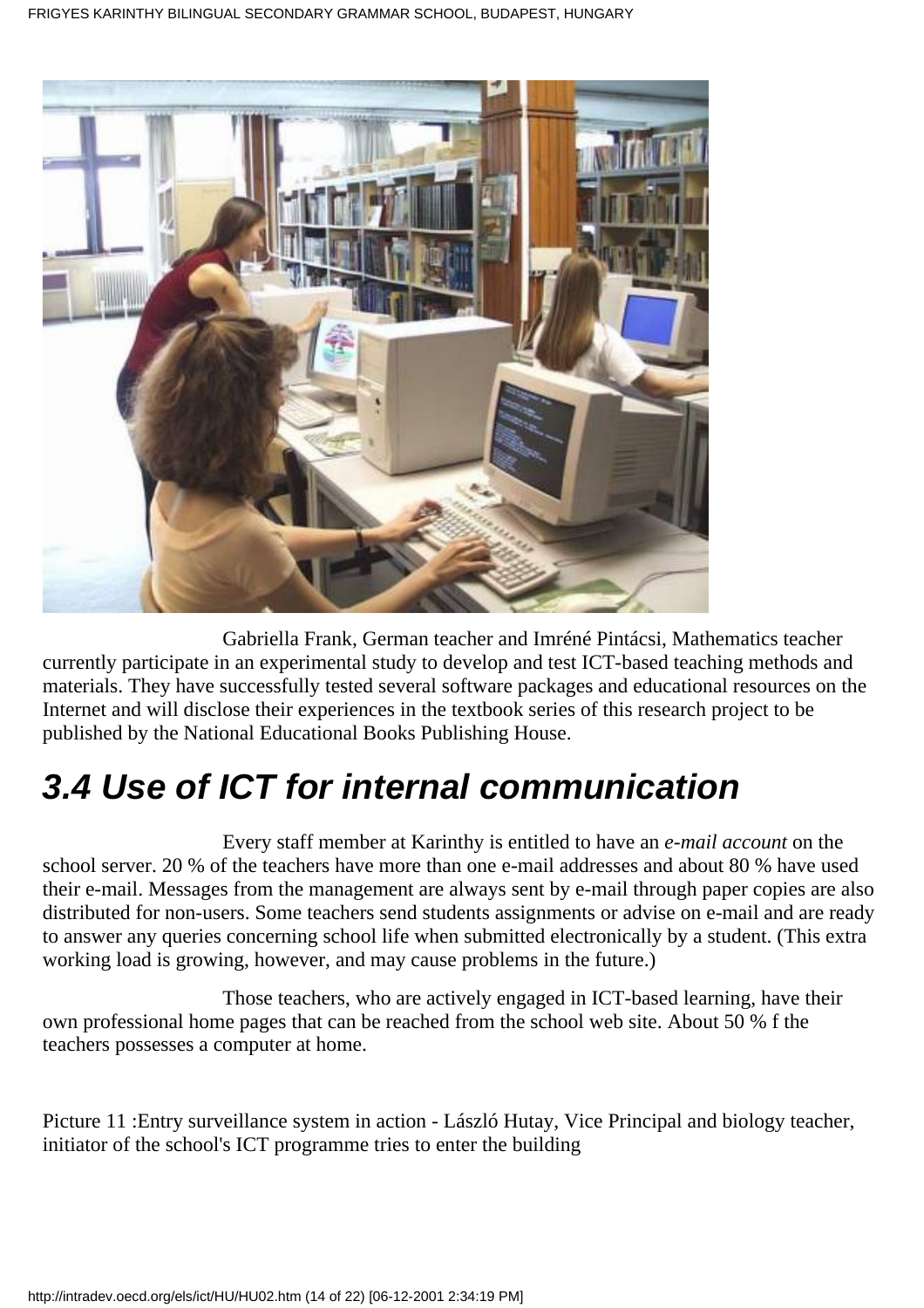Gabriella Frank, German teacher and Imréné Pintácsi, Mathematics teacher currently participate in an experimental study to develop and test ICT-based teaching methods and materials. They have successfully tested several software packages and educational resources on the Internet and will disclose their experiences in the textbook series of this research project to be published by the National Educational Books Publishing House.

## 3.4 Use of ICT for internal communication

Every staff member at Karinthy is entitled to have an *e-mail account* on the school server. 20 % of the teachers have more than one e-mail addresses and about 80 % have used their e-mail. Messages from the management are always sent by e-mail through paper copies are also distributed for non-users. Some teachers send students assignments or advise on e-mail and are ready to answer any queries concerning school life when submitted electronically by a student. (This extra working load is growing, however, and may cause problems in the future.)

Those teachers, who are actively engaged in ICT-based learning, have their own professional home pages that can be reached from the school web site. About 50 % f the teachers possesses a computer at home.

Picture 11 :Entry surveillance system in action - László Hutay, Vice Principal and biology teacher, initiator of the school's ICT programme tries to enter the building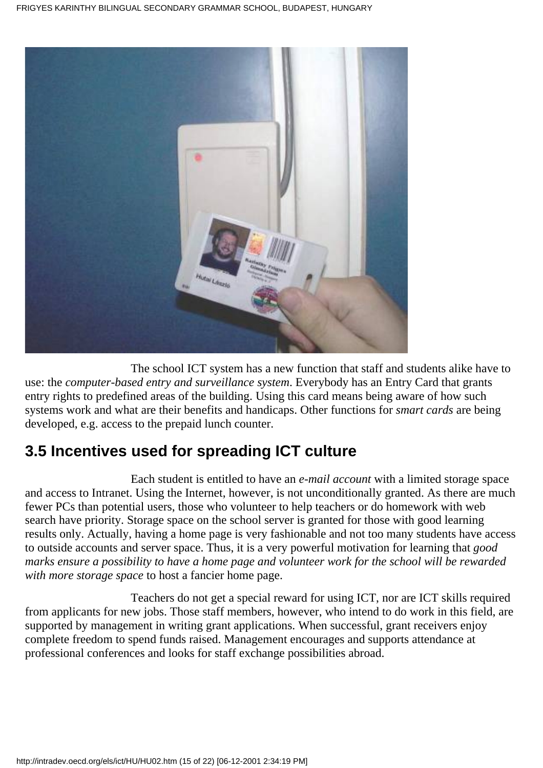The school ICT system has a new function that staff and students alike have to use: the *computer-based entry and surveillance system*. Everybody has an Entry Card that grants entry rights to predefined areas of the building. Using this card means being aware of how such systems work and what are their benefits and handicaps. Other functions for *smart cards* are being developed, e.g. access to the prepaid lunch counter.

## 3.5 Incentives used for spreading ICT culture

Each student is entitled to have an *e-mail account* with a limited storage space and access to Intranet. Using the Internet, however, is not unconditionally granted. As there are much fewer PCs than potential users, those who volunteer to help teachers or do homework with web search have priority. Storage space on the school server is granted for those with good learning results only. Actually, having a home page is very fashionable and not too many students have access to outside accounts and server space. Thus, it is a very powerful motivation for learning that *good marks ensure a possibility to have a home page and volunteer work for the school will be rewarded with more storage space* to host a fancier home page.

Teachers do not get a special reward for using ICT, nor are ICT skills required from applicants for new jobs. Those staff members, however, who intend to do work in this field, are supported by management in writing grant applications. When successful, grant receivers enjoy complete freedom to spend funds raised. Management encourages and supports attendance at professional conferences and looks for staff exchange possibilities abroad.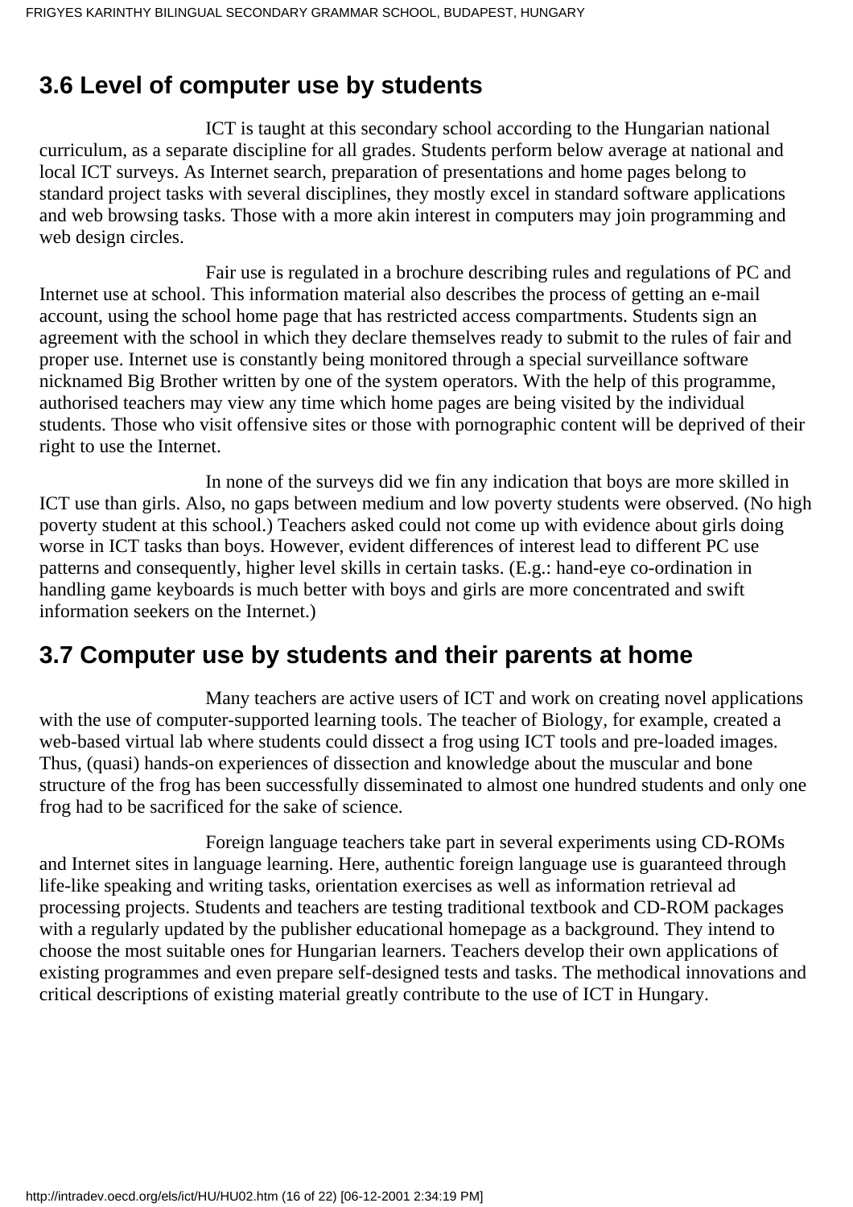## 3.6 Level of computer use by students

ICT is taught at this secondary school according to the Hungarian national curriculum, as a separate discipline for all grades. Students perform below average at national and local ICT surveys. As Internet search, preparation of presentations and home pages belong to standard project tasks with several disciplines, they mostly excel in standard software applications and web browsing tasks. Those with a more akin interest in computers may join programming and web design circles.

Fair use is regulated in a brochure describing rules and regulations of PC and Internet use at school. This information material also describes the process of getting an e-mail account, using the school home page that has restricted access compartments. Students sign an agreement with the school in which they declare themselves ready to submit to the rules of fair and proper use. Internet use is constantly being monitored through a special surveillance software nicknamed Big Brother written by one of the system operators. With the help of this programme, authorised teachers may view any time which home pages are being visited by the individual students. Those who visit offensive sites or those with pornographic content will be deprived of their right to use the Internet.

In none of the surveys did we fin any indication that boys are more skilled in ICT use than girls. Also, no gaps between medium and low poverty students were observed. (No high poverty student at this school.) Teachers asked could not come up with evidence about girls doing worse in ICT tasks than boys. However, evident differences of interest lead to different PC use patterns and consequently, higher level skills in certain tasks. (E.g.: hand-eye co-ordination in handling game keyboards is much better with boys and girls are more concentrated and swift information seekers on the Internet.)

## 3.7 Computer use by students and their parents at home

Many teachers are active users of ICT and work on creating novel applications with the use of computer-supported learning tools. The teacher of Biology, for example, created a web-based virtual lab where students could dissect a frog using ICT tools and pre-loaded images. Thus, (quasi) hands-on experiences of dissection and knowledge about the muscular and bone structure of the frog has been successfully disseminated to almost one hundred students and only one frog had to be sacrificed for the sake of science.

Foreign language teachers take part in several experiments using CD-ROMs and Internet sites in language learning. Here, authentic foreign language use is guaranteed through life-like speaking and writing tasks, orientation exercises as well as information retrieval ad processing projects. Students and teachers are testing traditional textbook and CD-ROM packages with a regularly updated by the publisher educational homepage as a background. They intend to choose the most suitable ones for Hungarian learners. Teachers develop their own applications of existing programmes and even prepare self-designed tests and tasks. The methodical innovations and critical descriptions of existing material greatly contribute to the use of ICT in Hungary.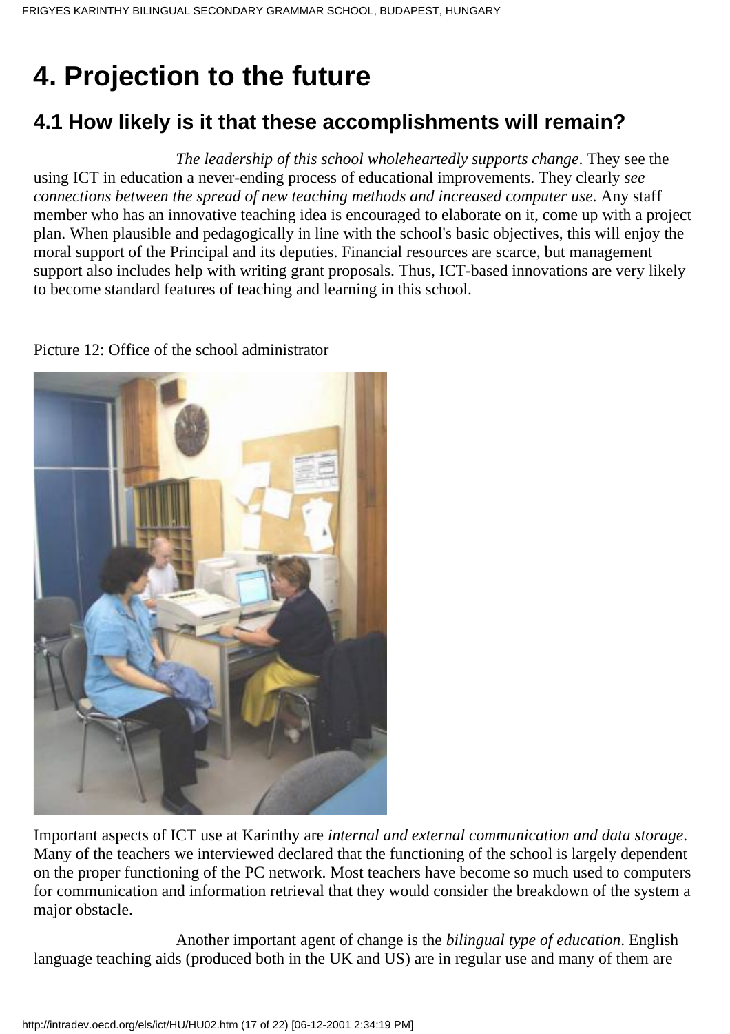# 4. Projection to the future

## 4.1 How likely is it that these accomplishments will remain?

*The leadership of this school wholeheartedly supports change*. They see the using ICT in education a never-ending process of educational improvements. They clearly *see connections between the spread of new teaching methods and increased computer use*. Any staff member who has an innovative teaching idea is encouraged to elaborate on it, come up with a project plan. When plausible and pedagogically in line with the school's basic objectives, this will enjoy the moral support of the Principal and its deputies. Financial resources are scarce, but management support also includes help with writing grant proposals. Thus, ICT-based innovations are very likely to become standard features of teaching and learning in this school.

Picture 12: Office of the school administrator

Important aspects of ICT use at Karinthy are *internal and external communication and data storage*. Many of the teachers we interviewed declared that the functioning of the school is largely dependent on the proper functioning of the PC network. Most teachers have become so much used to computers for communication and information retrieval that they would consider the breakdown of the system a major obstacle.

Another important agent of change is the *bilingual type of education*. English language teaching aids (produced both in the UK and US) are in regular use and many of them are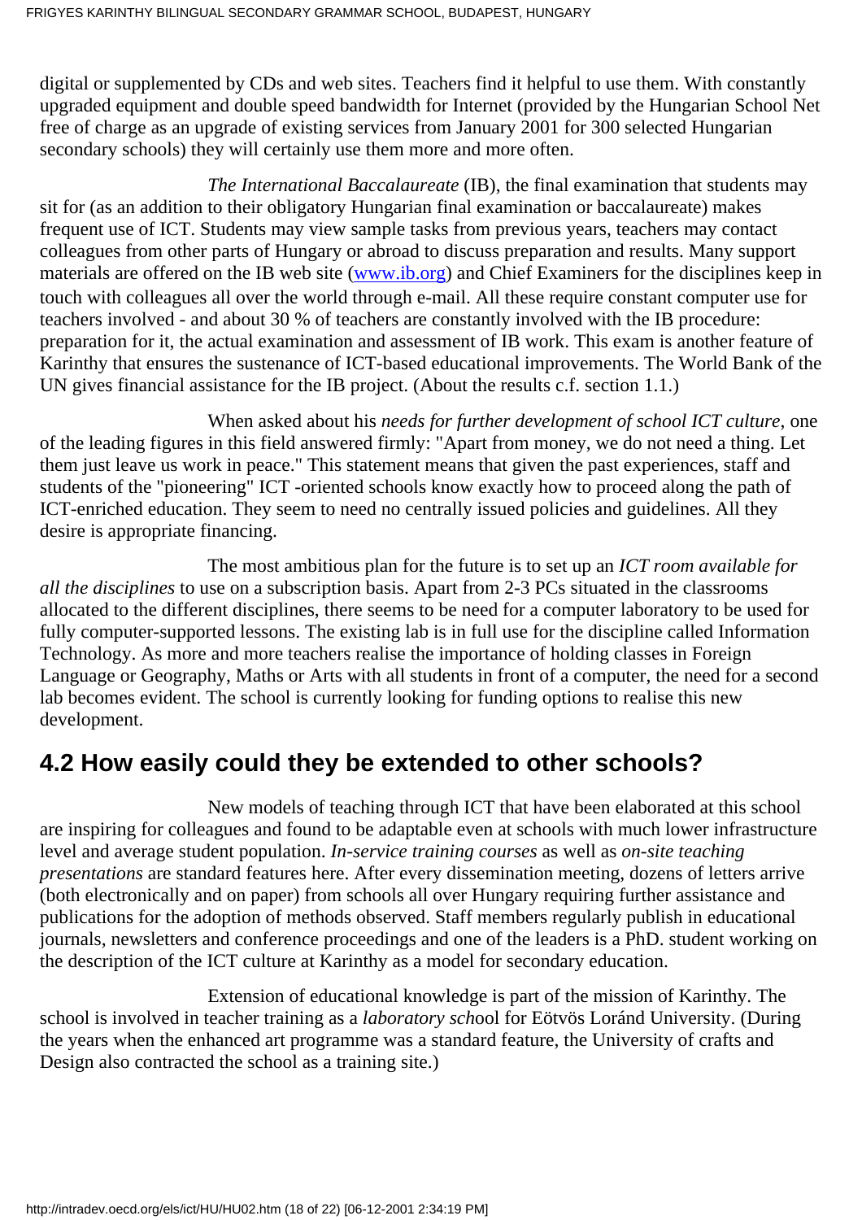digital or supplemented by CDs and web sites. Teachers find it helpful to use them. With constantly upgraded equipment and double speed bandwidth for Internet (provided by the Hungarian School Net free of charge as an upgrade of existing services from January 2001 for 300 selected Hungarian secondary schools) they will certainly use them more and more often.

*The International Baccalaureate* (IB), the final examination that students may sit for (as an addition to their obligatory Hungarian final examination or baccalaureate) makes frequent use of ICT. Students may view sample tasks from previous years, teachers may contact colleagues from other parts of Hungary or abroad to discuss preparation and results. Many support materials are offered on the IB web site (www.ib.org) and Chief Examiners for the disciplines keep in touch with colleagues all over the world through e-mail. All these require constant computer use for teachers involved - and about 30 % of teachers are constantly involved with the IB procedure: preparation for it, the actual examination and assessment of IB work. This exam is another feature of Karinthy that ensures the sustenance of ICT-based educational improvements. The World Bank of the UN gives financial assistance for the IB project. (About the results c.f. section 1.1.)

When asked about his *needs for further development of school ICT culture*, one of the leading figures in this field answered firmly: "Apart from money, we do not need a thing. Let them just leave us work in peace." This statement means that given the past experiences, staff and students of the "pioneering" ICT -oriented schools know exactly how to proceed along the path of ICT-enriched education. They seem to need no centrally issued policies and guidelines. All they desire is appropriate financing.

The most ambitious plan for the future is to set up an *ICT room available for all the disciplines* to use on a subscription basis. Apart from 2-3 PCs situated in the classrooms allocated to the different disciplines, there seems to be need for a computer laboratory to be used for fully computer-supported lessons. The existing lab is in full use for the discipline called Information Technology. As more and more teachers realise the importance of holding classes in Foreign Language or Geography, Maths or Arts with all students in front of a computer, the need for a second lab becomes evident. The school is currently looking for funding options to realise this new development.

## 4.2 How easily could they be extended to other schools?

New models of teaching through ICT that have been elaborated at this school are inspiring for colleagues and found to be adaptable even at schools with much lower infrastructure level and average student population. *In-service training courses* as well as *on-site teaching presentations* are standard features here. After every dissemination meeting, dozens of letters arrive (both electronically and on paper) from schools all over Hungary requiring further assistance and publications for the adoption of methods observed. Staff members regularly publish in educational journals, newsletters and conference proceedings and one of the leaders is a PhD. student working on the description of the ICT culture at Karinthy as a model for secondary education.

Extension of educational knowledge is part of the mission of Karinthy. The school is involved in teacher training as a *laboratory sch*ool for Eötvös Loránd University. (During the years when the enhanced art programme was a standard feature, the University of crafts and Design also contracted the school as a training site.)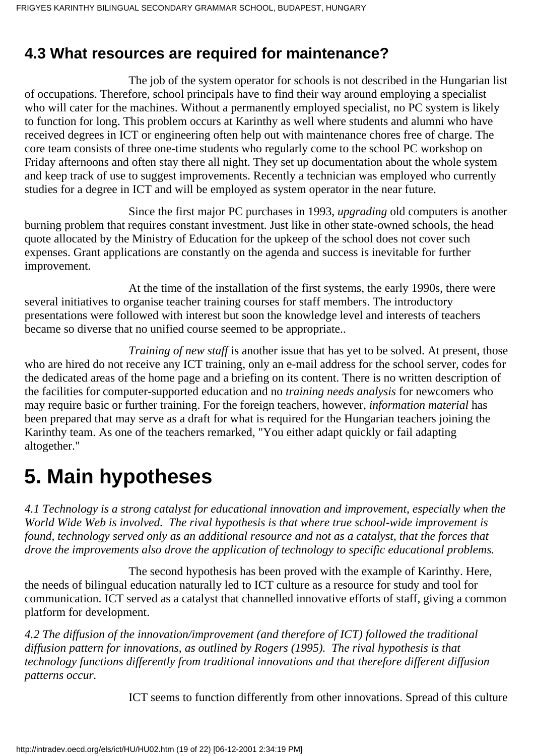## 4.3 What resources are required for maintenance?

The job of the system operator for schools is not described in the Hungarian list of occupations. Therefore, school principals have to find their way around employing a specialist who will cater for the machines. Without a permanently employed specialist, no PC system is likely to function for long. This problem occurs at Karinthy as well where students and alumni who have received degrees in ICT or engineering often help out with maintenance chores free of charge. The core team consists of three one-time students who regularly come to the school PC workshop on Friday afternoons and often stay there all night. They set up documentation about the whole system and keep track of use to suggest improvements. Recently a technician was employed who currently studies for a degree in ICT and will be employed as system operator in the near future.

Since the first major PC purchases in 1993, *upgrading* old computers is another burning problem that requires constant investment. Just like in other state-owned schools, the head quote allocated by the Ministry of Education for the upkeep of the school does not cover such expenses. Grant applications are constantly on the agenda and success is inevitable for further improvement.

At the time of the installation of the first systems, the early 1990s, there were several initiatives to organise teacher training courses for staff members. The introductory presentations were followed with interest but soon the knowledge level and interests of teachers became so diverse that no unified course seemed to be appropriate..

*Training of new staff* is another issue that has yet to be solved. At present, those who are hired do not receive any ICT training, only an e-mail address for the school server, codes for the dedicated areas of the home page and a briefing on its content. There is no written description of the facilities for computer-supported education and no *training needs analysis* for newcomers who may require basic or further training. For the foreign teachers, however, *information material* has been prepared that may serve as a draft for what is required for the Hungarian teachers joining the Karinthy team. As one of the teachers remarked, "You either adapt quickly or fail adapting altogether."

# 5. Main hypotheses

*4.1 Technology is a strong catalyst for educational innovation and improvement, especially when the World Wide Web is involved. The rival hypothesis is that where true school-wide improvement is found, technology served only as an additional resource and not as a catalyst, that the forces that drove the improvements also drove the application of technology to specific educational problems.*

The second hypothesis has been proved with the example of Karinthy. Here, the needs of bilingual education naturally led to ICT culture as a resource for study and tool for communication. ICT served as a catalyst that channelled innovative efforts of staff, giving a common platform for development.

*4.2 The diffusion of the innovation/improvement (and therefore of ICT) followed the traditional diffusion pattern for innovations, as outlined by Rogers (1995). The rival hypothesis is that technology functions differently from traditional innovations and that therefore different diffusion patterns occur.*

ICT seems to function differently from other innovations. Spread of this culture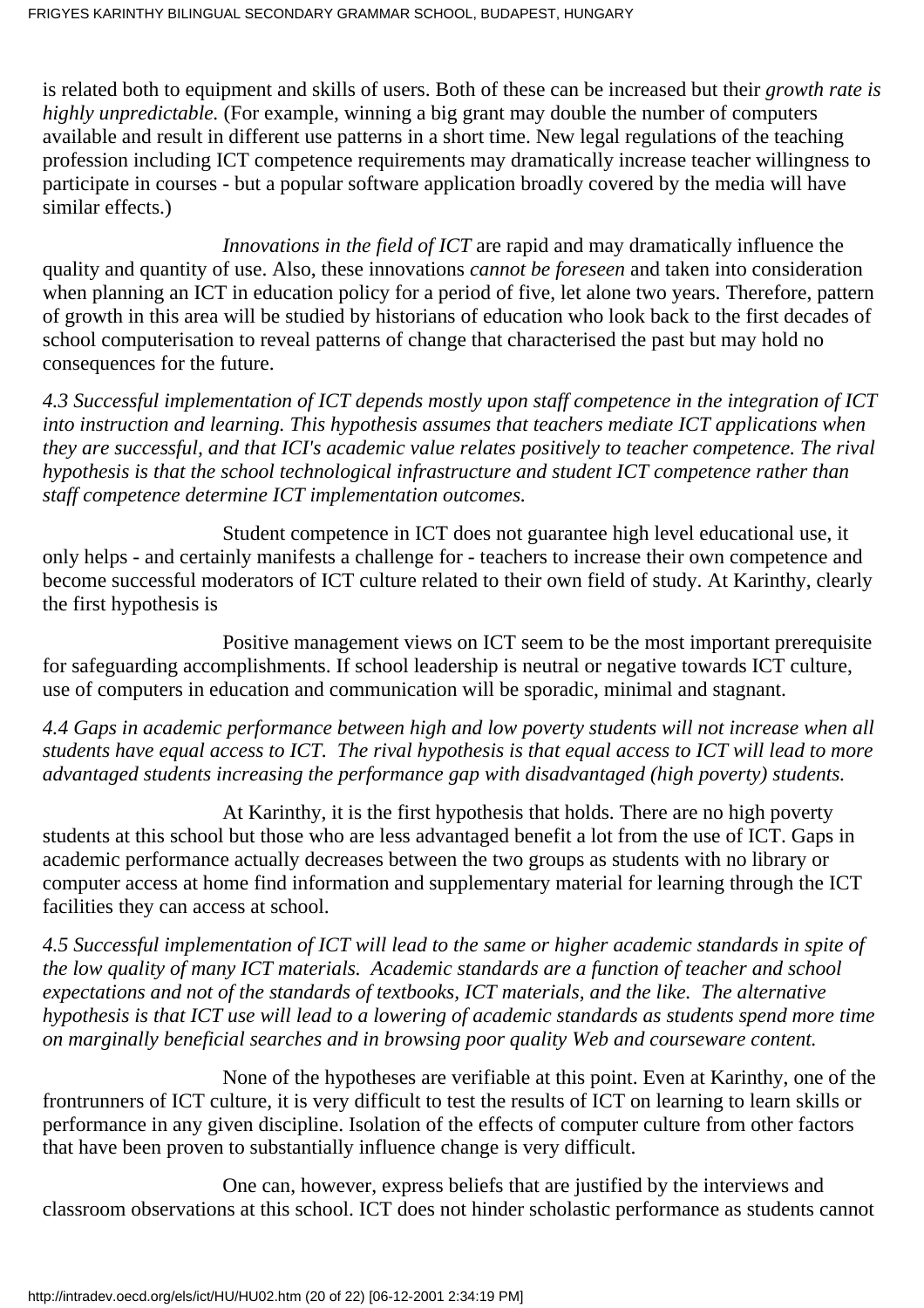is related both to equipment and skills of users. Both of these can be increased but their *growth rate is highly unpredictable.* (For example, winning a big grant may double the number of computers available and result in different use patterns in a short time. New legal regulations of the teaching profession including ICT competence requirements may dramatically increase teacher willingness to participate in courses - but a popular software application broadly covered by the media will have similar effects.)

*Innovations in the field of ICT* are rapid and may dramatically influence the quality and quantity of use. Also, these innovations *cannot be foreseen* and taken into consideration when planning an ICT in education policy for a period of five, let alone two years. Therefore, pattern of growth in this area will be studied by historians of education who look back to the first decades of school computerisation to reveal patterns of change that characterised the past but may hold no consequences for the future.

*4.3 Successful implementation of ICT depends mostly upon staff competence in the integration of ICT into instruction and learning. This hypothesis assumes that teachers mediate ICT applications when they are successful, and that ICI's academic value relates positively to teacher competence. The rival hypothesis is that the school technological infrastructure and student ICT competence rather than staff competence determine ICT implementation outcomes.*

Student competence in ICT does not guarantee high level educational use, it only helps - and certainly manifests a challenge for - teachers to increase their own competence and become successful moderators of ICT culture related to their own field of study. At Karinthy, clearly the first hypothesis is

Positive management views on ICT seem to be the most important prerequisite for safeguarding accomplishments. If school leadership is neutral or negative towards ICT culture, use of computers in education and communication will be sporadic, minimal and stagnant.

*4.4 Gaps in academic performance between high and low poverty students will not increase when all students have equal access to ICT. The rival hypothesis is that equal access to ICT will lead to more advantaged students increasing the performance gap with disadvantaged (high poverty) students.*

At Karinthy, it is the first hypothesis that holds. There are no high poverty students at this school but those who are less advantaged benefit a lot from the use of ICT. Gaps in academic performance actually decreases between the two groups as students with no library or computer access at home find information and supplementary material for learning through the ICT facilities they can access at school.

*4.5 Successful implementation of ICT will lead to the same or higher academic standards in spite of the low quality of many ICT materials. Academic standards are a function of teacher and school expectations and not of the standards of textbooks, ICT materials, and the like. The alternative hypothesis is that ICT use will lead to a lowering of academic standards as students spend more time on marginally beneficial searches and in browsing poor quality Web and courseware content.*

None of the hypotheses are verifiable at this point. Even at Karinthy, one of the frontrunners of ICT culture, it is very difficult to test the results of ICT on learning to learn skills or performance in any given discipline. Isolation of the effects of computer culture from other factors that have been proven to substantially influence change is very difficult.

One can, however, express beliefs that are justified by the interviews and classroom observations at this school. ICT does not hinder scholastic performance as students cannot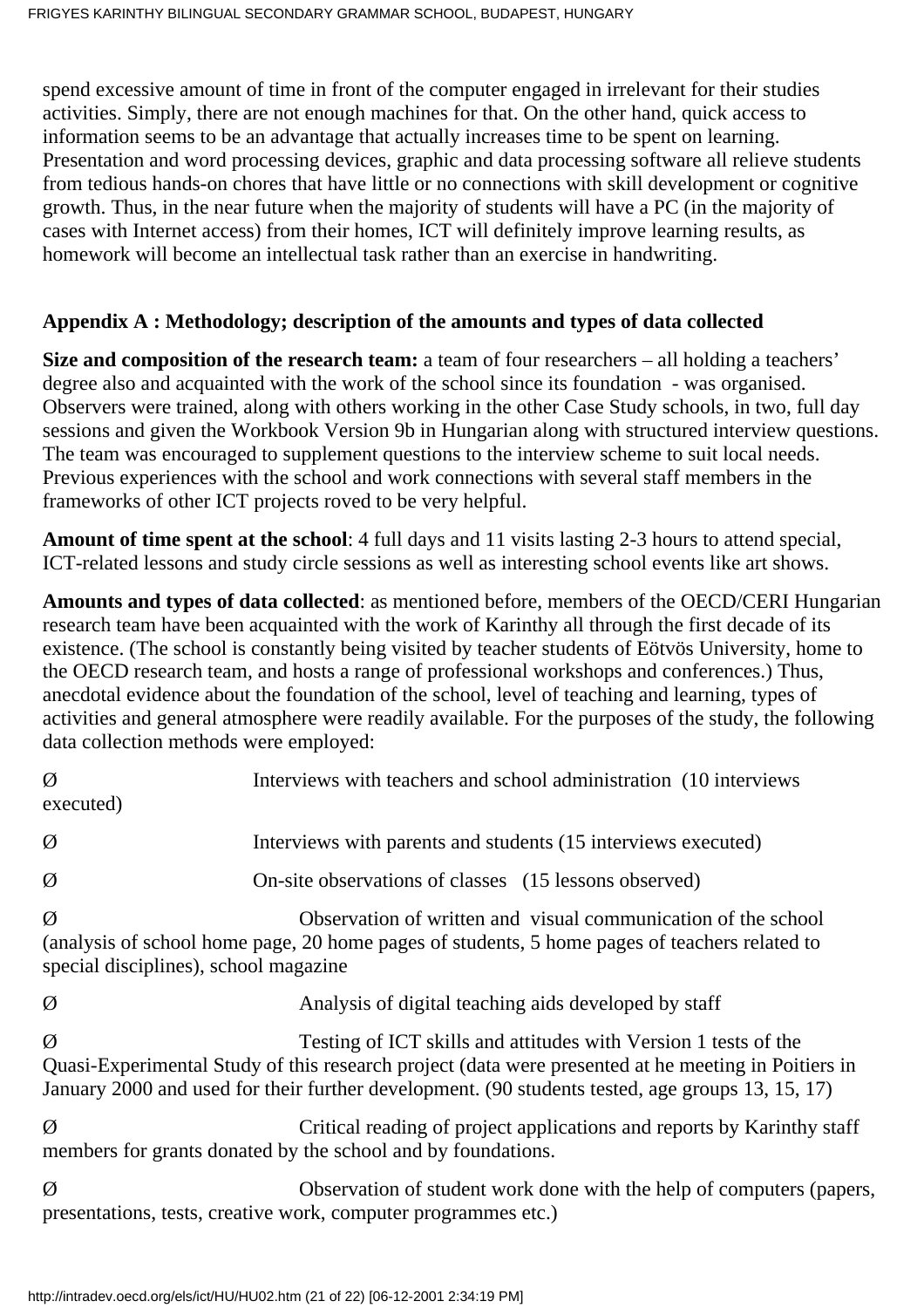spend excessive amount of time in front of the computer engaged in irrelevant for their studies activities. Simply, there are not enough machines for that. On the other hand, quick access to information seems to be an advantage that actually increases time to be spent on learning. Presentation and word processing devices, graphic and data processing software all relieve students from tedious hands-on chores that have little or no connections with skill development or cognitive growth. Thus, in the near future when the majority of students will have a PC (in the majority of cases with Internet access) from their homes, ICT will definitely improve learning results, as homework will become an intellectual task rather than an exercise in handwriting.

**Appendix A : Methodology; description of the amounts and types of data collected**

**Size and composition of the research team:** a team of four researchers – all holding a teachers' degree also and acquainted with the work of the school since its foundation - was organised. Observers were trained, along with others working in the other Case Study schools, in two, full day sessions and given the Workbook Version 9b in Hungarian along with structured interview questions. The team was encouraged to supplement questions to the interview scheme to suit local needs. Previous experiences with the school and work connections with several staff members in the frameworks of other ICT projects roved to be very helpful.

**Amount of time spent at the school**: 4 full days and 11 visits lasting 2-3 hours to attend special, ICT-related lessons and study circle sessions as well as interesting school events like art shows.

**Amounts and types of data collected**: as mentioned before, members of the OECD/CERI Hungarian research team have been acquainted with the work of Karinthy all through the first decade of its existence. (The school is constantly being visited by teacher students of Eötvös University, home to the OECD research team, and hosts a range of professional workshops and conferences.) Thus, anecdotal evidence about the foundation of the school, level of teaching and learning, types of activities and general atmosphere were readily available. For the purposes of the study, the following data collection methods were employed:

- Interviews with teachers and school administration (10 interviews executed)
- Interviews with parents and students (15 interviews executed)
- On-site observations of classes (15 lessons observed)
- Observation of written and visual communication of the school (analysis of school home page, 20 home pages of students, 5 home pages of teachers related to special disciplines), school magazine
- Analysis of digital teaching aids developed by staff
- Testing of ICT skills and attitudes with Version 1 tests of the Quasi-Experimental Study of this research project (data were presented at he meeting in Poitiers in January 2000 and used for their further development. (90 students tested, age groups 13, 15, 17)
- Critical reading of project applications and reports by Karinthy staff members for grants donated by the school and by foundations.
- Observation of student work done with the help of computers (papers, presentations, tests, creative work, computer programmes etc.)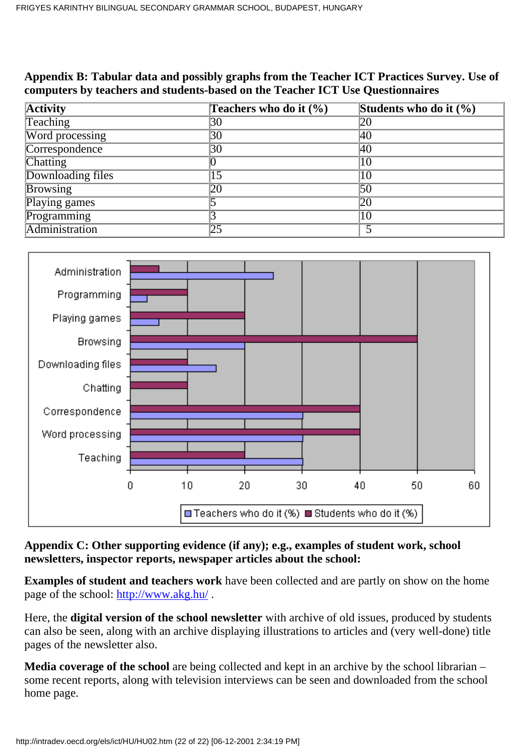**Appendix B: Tabular data and possibly graphs from the Teacher ICT Practices Survey. Use of computers by teachers and students-based on the Teacher ICT Use Questionnaires**

| Activity | Teachers who do it (%) | Students who do it (%) |
|---|---|---|
| Teaching | 30 | 20 |
| Word processing | 30 | 40 |
| Correspondence | 30 | 40 |
| Chatting | 0 | 10 |
| Downloading files | 15 | 10 |
| Browsing | 20 | 50 |
| Playing games | 5 | 20 |
| Programming | 3 | 10 |
| Administration | 25 | 5 |

Administration
Programming
Playing games
Browsing
Downloading files
Chatting
Correspondence
Word processing
Teaching

0 10 20 30 40 50 60

Teachers who do it (%) Students who do it (%)

**Appendix C: Other supporting evidence (if any); e.g., examples of student work, school newsletters, inspector reports, newspaper articles about the school:**

**Examples of student and teachers work** have been collected and are partly on show on the home page of the school: http://www.akg.hu/ .

Here, the **digital version of the school newsletter** with archive of old issues, produced by students can also be seen, along with an archive displaying illustrations to articles and (very well-done) title pages of the newsletter also.

**Media coverage of the school** are being collected and kept in an archive by the school librarian – some recent reports, along with television interviews can be seen and downloaded from the school home page.